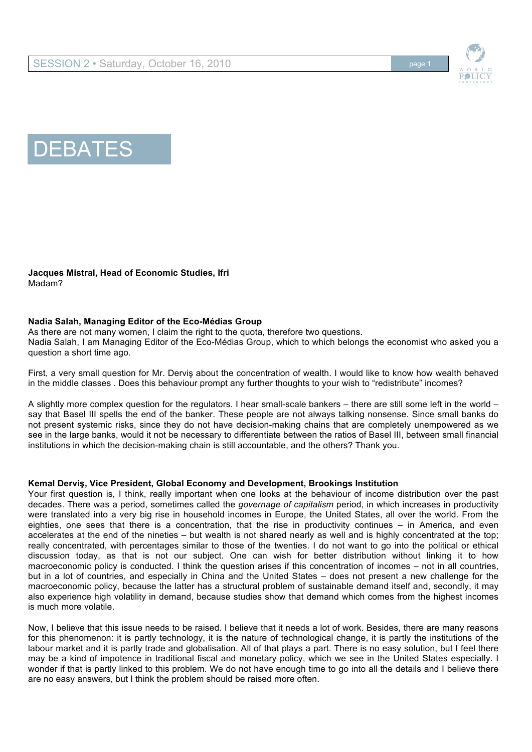# DEBATES

**Jacques Mistral, Head of Economic Studies, Ifri**
Madam?

**Nadia Salah, Managing Editor of the Eco-Médias Group**
As there are not many women, I claim the right to the quota, therefore two questions.
Nadia Salah, I am Managing Editor of the Eco-Médias Group, which to which belongs the economist who asked you a question a short time ago.

First, a very small question for Mr. Derviş about the concentration of wealth. I would like to know how wealth behaved in the middle classes . Does this behaviour prompt any further thoughts to your wish to "redistribute" incomes?

A slightly more complex question for the regulators. I hear small-scale bankers – there are still some left in the world – say that Basel III spells the end of the banker. These people are not always talking nonsense. Since small banks do not present systemic risks, since they do not have decision-making chains that are completely unempowered as we see in the large banks, would it not be necessary to differentiate between the ratios of Basel III, between small financial institutions in which the decision-making chain is still accountable, and the others? Thank you.

**Kemal Derviş, Vice President, Global Economy and Development, Brookings Institution**
Your first question is, I think, really important when one looks at the behaviour of income distribution over the past decades. There was a period, sometimes called the *governage of capitalism* period, in which increases in productivity were translated into a very big rise in household incomes in Europe, the United States, all over the world. From the eighties, one sees that there is a concentration, that the rise in productivity continues – in America, and even accelerates at the end of the nineties – but wealth is not shared nearly as well and is highly concentrated at the top; really concentrated, with percentages similar to those of the twenties. I do not want to go into the political or ethical discussion today, as that is not our subject. One can wish for better distribution without linking it to how macroeconomic policy is conducted. I think the question arises if this concentration of incomes – not in all countries, but in a lot of countries, and especially in China and the United States – does not present a new challenge for the macroeconomic policy, because the latter has a structural problem of sustainable demand itself and, secondly, it may also experience high volatility in demand, because studies show that demand which comes from the highest incomes is much more volatile.

Now, I believe that this issue needs to be raised. I believe that it needs a lot of work. Besides, there are many reasons for this phenomenon: it is partly technology, it is the nature of technological change, it is partly the institutions of the labour market and it is partly trade and globalisation. All of that plays a part. There is no easy solution, but I feel there may be a kind of impotence in traditional fiscal and monetary policy, which we see in the United States especially. I wonder if that is partly linked to this problem. We do not have enough time to go into all the details and I believe there are no easy answers, but I think the problem should be raised more often.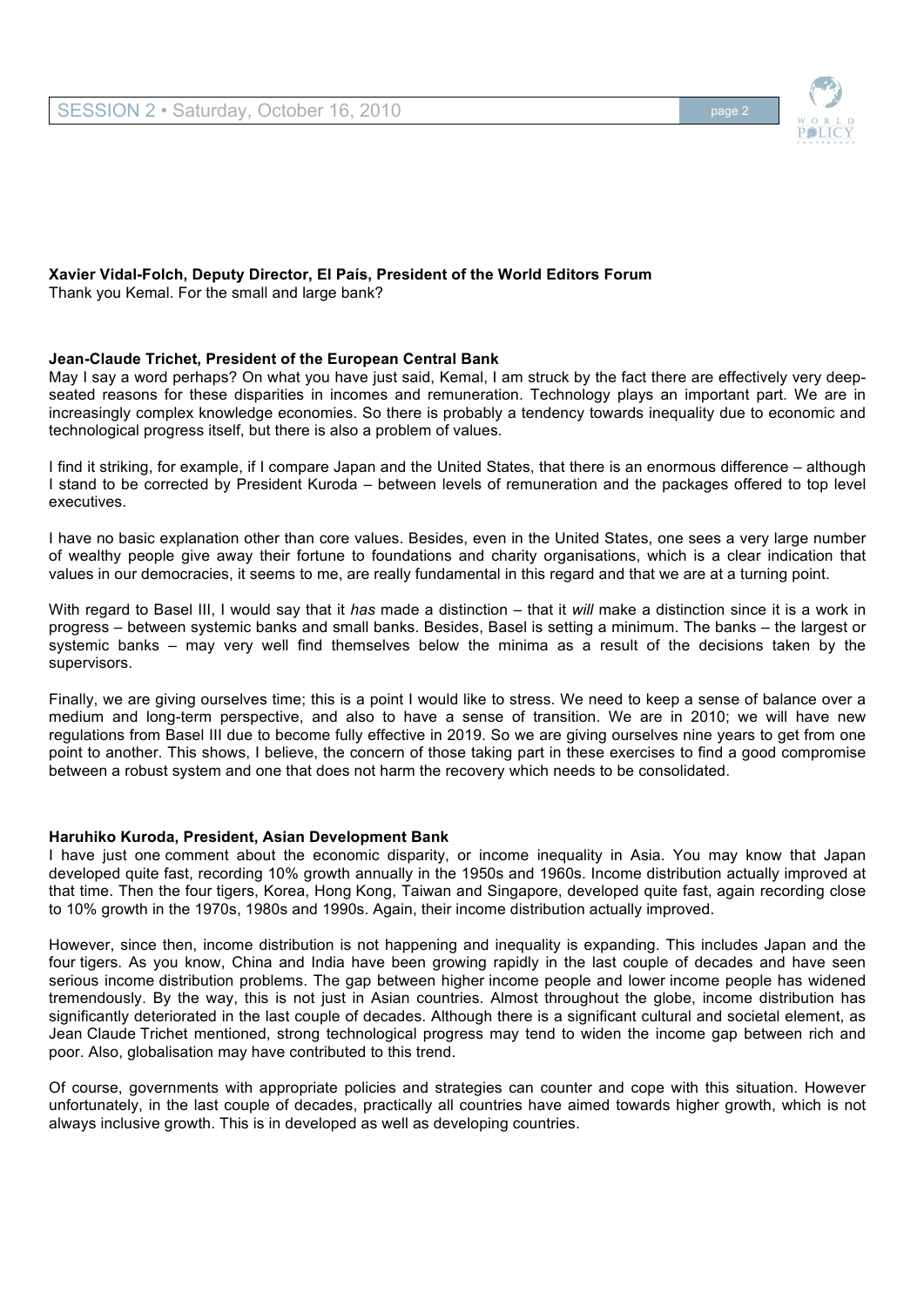**Xavier Vidal-Folch, Deputy Director, El País, President of the World Editors Forum**
Thank you Kemal. For the small and large bank?

**Jean-Claude Trichet, President of the European Central Bank**
May I say a word perhaps? On what you have just said, Kemal, I am struck by the fact there are effectively very deep-seated reasons for these disparities in incomes and remuneration. Technology plays an important part. We are in increasingly complex knowledge economies. So there is probably a tendency towards inequality due to economic and technological progress itself, but there is also a problem of values.

I find it striking, for example, if I compare Japan and the United States, that there is an enormous difference – although I stand to be corrected by President Kuroda – between levels of remuneration and the packages offered to top level executives.

I have no basic explanation other than core values. Besides, even in the United States, one sees a very large number of wealthy people give away their fortune to foundations and charity organisations, which is a clear indication that values in our democracies, it seems to me, are really fundamental in this regard and that we are at a turning point.

With regard to Basel III, I would say that it *has* made a distinction – that it *will* make a distinction since it is a work in progress – between systemic banks and small banks. Besides, Basel is setting a minimum. The banks – the largest or systemic banks – may very well find themselves below the minima as a result of the decisions taken by the supervisors.

Finally, we are giving ourselves time; this is a point I would like to stress. We need to keep a sense of balance over a medium and long-term perspective, and also to have a sense of transition. We are in 2010; we will have new regulations from Basel III due to become fully effective in 2019. So we are giving ourselves nine years to get from one point to another. This shows, I believe, the concern of those taking part in these exercises to find a good compromise between a robust system and one that does not harm the recovery which needs to be consolidated.

**Haruhiko Kuroda, President, Asian Development Bank**
I have just one comment about the economic disparity, or income inequality in Asia. You may know that Japan developed quite fast, recording 10% growth annually in the 1950s and 1960s. Income distribution actually improved at that time. Then the four tigers, Korea, Hong Kong, Taiwan and Singapore, developed quite fast, again recording close to 10% growth in the 1970s, 1980s and 1990s. Again, their income distribution actually improved.

However, since then, income distribution is not happening and inequality is expanding. This includes Japan and the four tigers. As you know, China and India have been growing rapidly in the last couple of decades and have seen serious income distribution problems. The gap between higher income people and lower income people has widened tremendously. By the way, this is not just in Asian countries. Almost throughout the globe, income distribution has significantly deteriorated in the last couple of decades. Although there is a significant cultural and societal element, as Jean Claude Trichet mentioned, strong technological progress may tend to widen the income gap between rich and poor. Also, globalisation may have contributed to this trend.

Of course, governments with appropriate policies and strategies can counter and cope with this situation. However unfortunately, in the last couple of decades, practically all countries have aimed towards higher growth, which is not always inclusive growth. This is in developed as well as developing countries.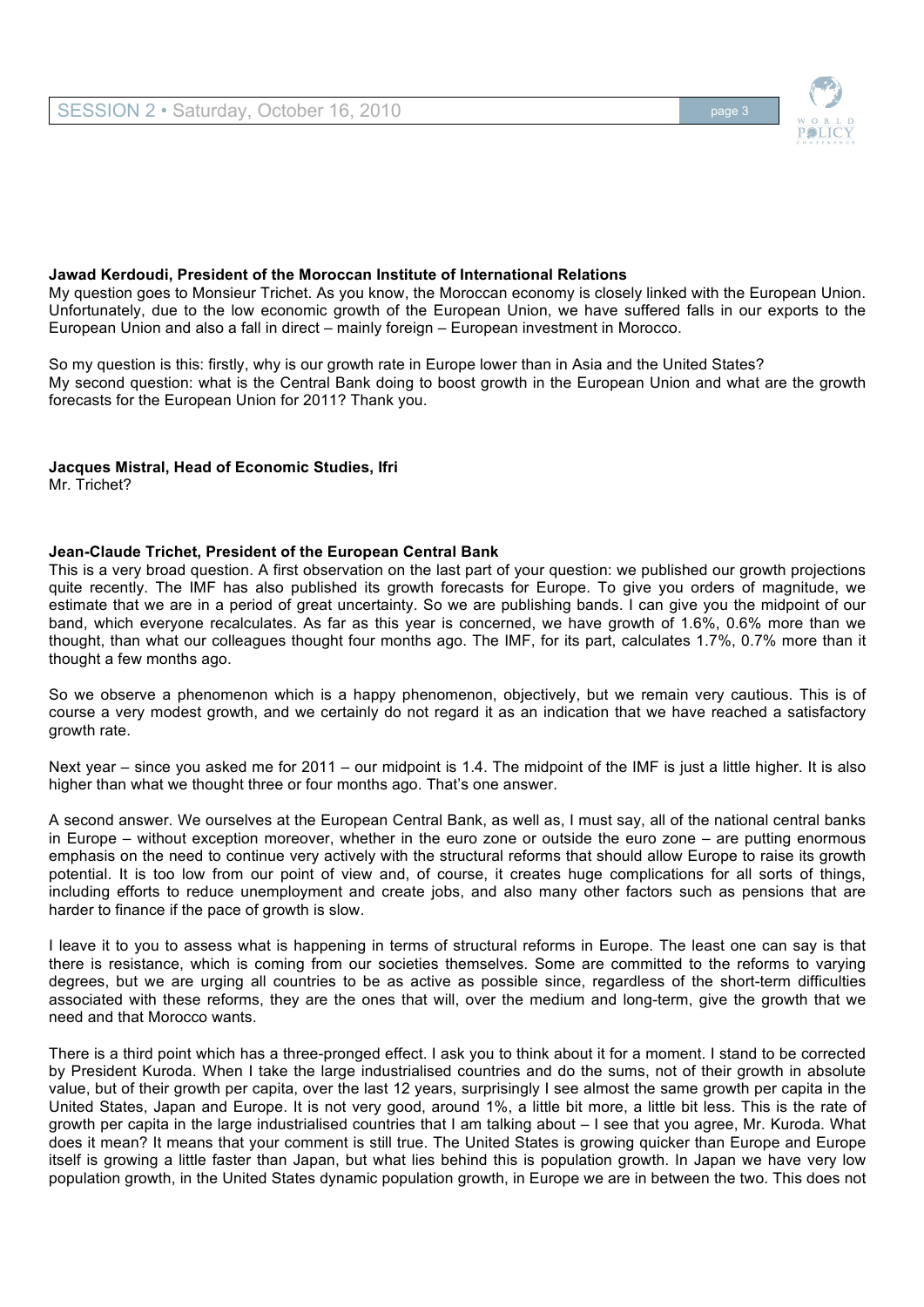**Jawad Kerdoudi, President of the Moroccan Institute of International Relations**
My question goes to Monsieur Trichet. As you know, the Moroccan economy is closely linked with the European Union. Unfortunately, due to the low economic growth of the European Union, we have suffered falls in our exports to the European Union and also a fall in direct – mainly foreign – European investment in Morocco.

So my question is this: firstly, why is our growth rate in Europe lower than in Asia and the United States?
My second question: what is the Central Bank doing to boost growth in the European Union and what are the growth forecasts for the European Union for 2011? Thank you.

**Jacques Mistral, Head of Economic Studies, Ifri**
Mr. Trichet?

**Jean-Claude Trichet, President of the European Central Bank**
This is a very broad question. A first observation on the last part of your question: we published our growth projections quite recently. The IMF has also published its growth forecasts for Europe. To give you orders of magnitude, we estimate that we are in a period of great uncertainty. So we are publishing bands. I can give you the midpoint of our band, which everyone recalculates. As far as this year is concerned, we have growth of 1.6%, 0.6% more than we thought, than what our colleagues thought four months ago. The IMF, for its part, calculates 1.7%, 0.7% more than it thought a few months ago.

So we observe a phenomenon which is a happy phenomenon, objectively, but we remain very cautious. This is of course a very modest growth, and we certainly do not regard it as an indication that we have reached a satisfactory growth rate.

Next year – since you asked me for 2011 – our midpoint is 1.4. The midpoint of the IMF is just a little higher. It is also higher than what we thought three or four months ago. That's one answer.

A second answer. We ourselves at the European Central Bank, as well as, I must say, all of the national central banks in Europe – without exception moreover, whether in the euro zone or outside the euro zone – are putting enormous emphasis on the need to continue very actively with the structural reforms that should allow Europe to raise its growth potential. It is too low from our point of view and, of course, it creates huge complications for all sorts of things, including efforts to reduce unemployment and create jobs, and also many other factors such as pensions that are harder to finance if the pace of growth is slow.

I leave it to you to assess what is happening in terms of structural reforms in Europe. The least one can say is that there is resistance, which is coming from our societies themselves. Some are committed to the reforms to varying degrees, but we are urging all countries to be as active as possible since, regardless of the short-term difficulties associated with these reforms, they are the ones that will, over the medium and long-term, give the growth that we need and that Morocco wants.

There is a third point which has a three-pronged effect. I ask you to think about it for a moment. I stand to be corrected by President Kuroda. When I take the large industrialised countries and do the sums, not of their growth in absolute value, but of their growth per capita, over the last 12 years, surprisingly I see almost the same growth per capita in the United States, Japan and Europe. It is not very good, around 1%, a little bit more, a little bit less. This is the rate of growth per capita in the large industrialised countries that I am talking about – I see that you agree, Mr. Kuroda. What does it mean? It means that your comment is still true. The United States is growing quicker than Europe and Europe itself is growing a little faster than Japan, but what lies behind this is population growth. In Japan we have very low population growth, in the United States dynamic population growth, in Europe we are in between the two. This does not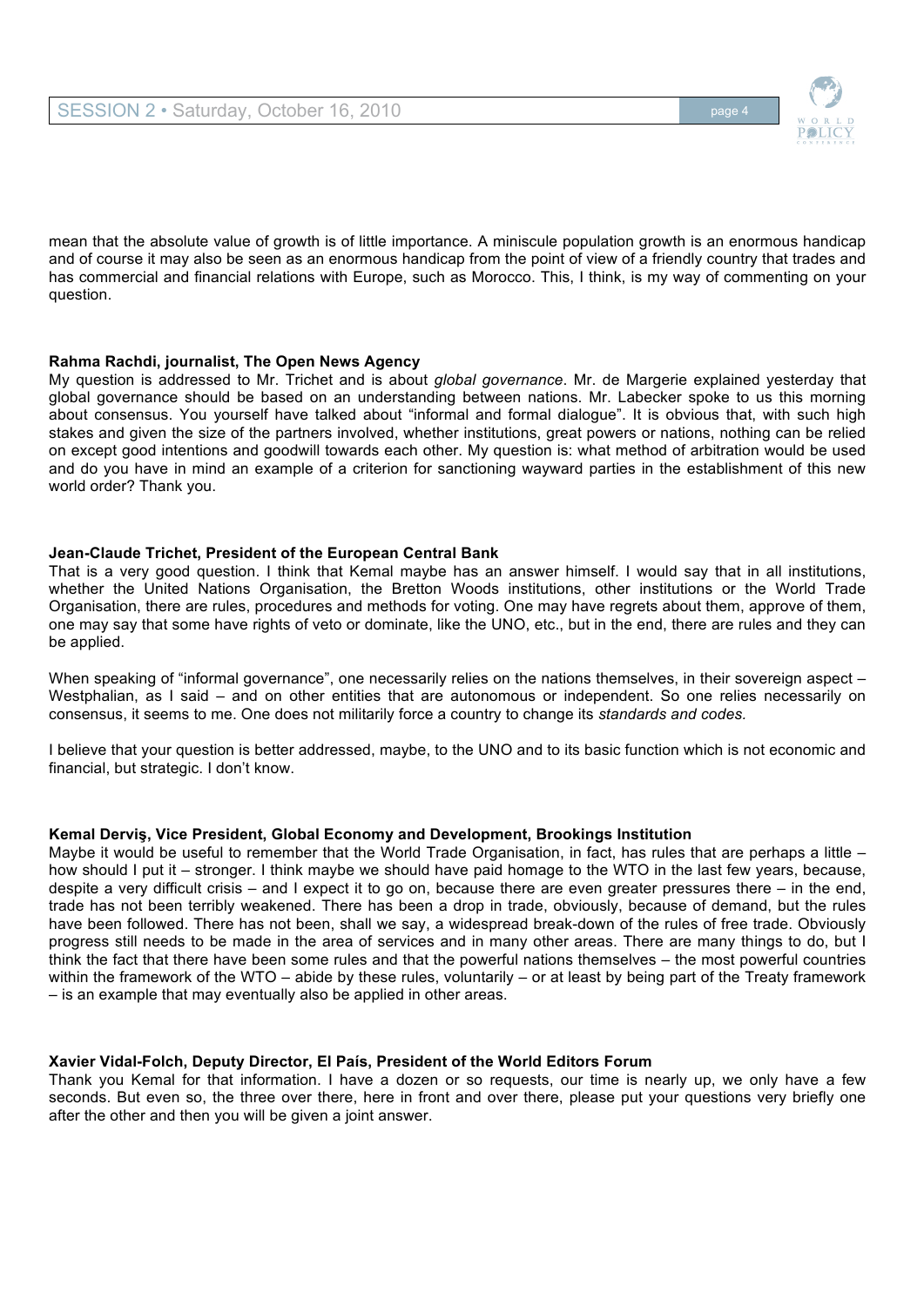mean that the absolute value of growth is of little importance. A miniscule population growth is an enormous handicap and of course it may also be seen as an enormous handicap from the point of view of a friendly country that trades and has commercial and financial relations with Europe, such as Morocco. This, I think, is my way of commenting on your question.

**Rahma Rachdi, journalist, The Open News Agency**

My question is addressed to Mr. Trichet and is about *global governance*. Mr. de Margerie explained yesterday that global governance should be based on an understanding between nations. Mr. Labecker spoke to us this morning about consensus. You yourself have talked about "informal and formal dialogue". It is obvious that, with such high stakes and given the size of the partners involved, whether institutions, great powers or nations, nothing can be relied on except good intentions and goodwill towards each other. My question is: what method of arbitration would be used and do you have in mind an example of a criterion for sanctioning wayward parties in the establishment of this new world order? Thank you.

**Jean-Claude Trichet, President of the European Central Bank**

That is a very good question. I think that Kemal maybe has an answer himself. I would say that in all institutions, whether the United Nations Organisation, the Bretton Woods institutions, other institutions or the World Trade Organisation, there are rules, procedures and methods for voting. One may have regrets about them, approve of them, one may say that some have rights of veto or dominate, like the UNO, etc., but in the end, there are rules and they can be applied.

When speaking of "informal governance", one necessarily relies on the nations themselves, in their sovereign aspect – Westphalian, as I said – and on other entities that are autonomous or independent. So one relies necessarily on consensus, it seems to me. One does not militarily force a country to change its *standards and codes.*

I believe that your question is better addressed, maybe, to the UNO and to its basic function which is not economic and financial, but strategic. I don't know.

**Kemal Derviş, Vice President, Global Economy and Development, Brookings Institution**

Maybe it would be useful to remember that the World Trade Organisation, in fact, has rules that are perhaps a little – how should I put it – stronger. I think maybe we should have paid homage to the WTO in the last few years, because, despite a very difficult crisis – and I expect it to go on, because there are even greater pressures there – in the end, trade has not been terribly weakened. There has been a drop in trade, obviously, because of demand, but the rules have been followed. There has not been, shall we say, a widespread break-down of the rules of free trade. Obviously progress still needs to be made in the area of services and in many other areas. There are many things to do, but I think the fact that there have been some rules and that the powerful nations themselves – the most powerful countries within the framework of the WTO – abide by these rules, voluntarily – or at least by being part of the Treaty framework – is an example that may eventually also be applied in other areas.

**Xavier Vidal-Folch, Deputy Director, El País, President of the World Editors Forum**

Thank you Kemal for that information. I have a dozen or so requests, our time is nearly up, we only have a few seconds. But even so, the three over there, here in front and over there, please put your questions very briefly one after the other and then you will be given a joint answer.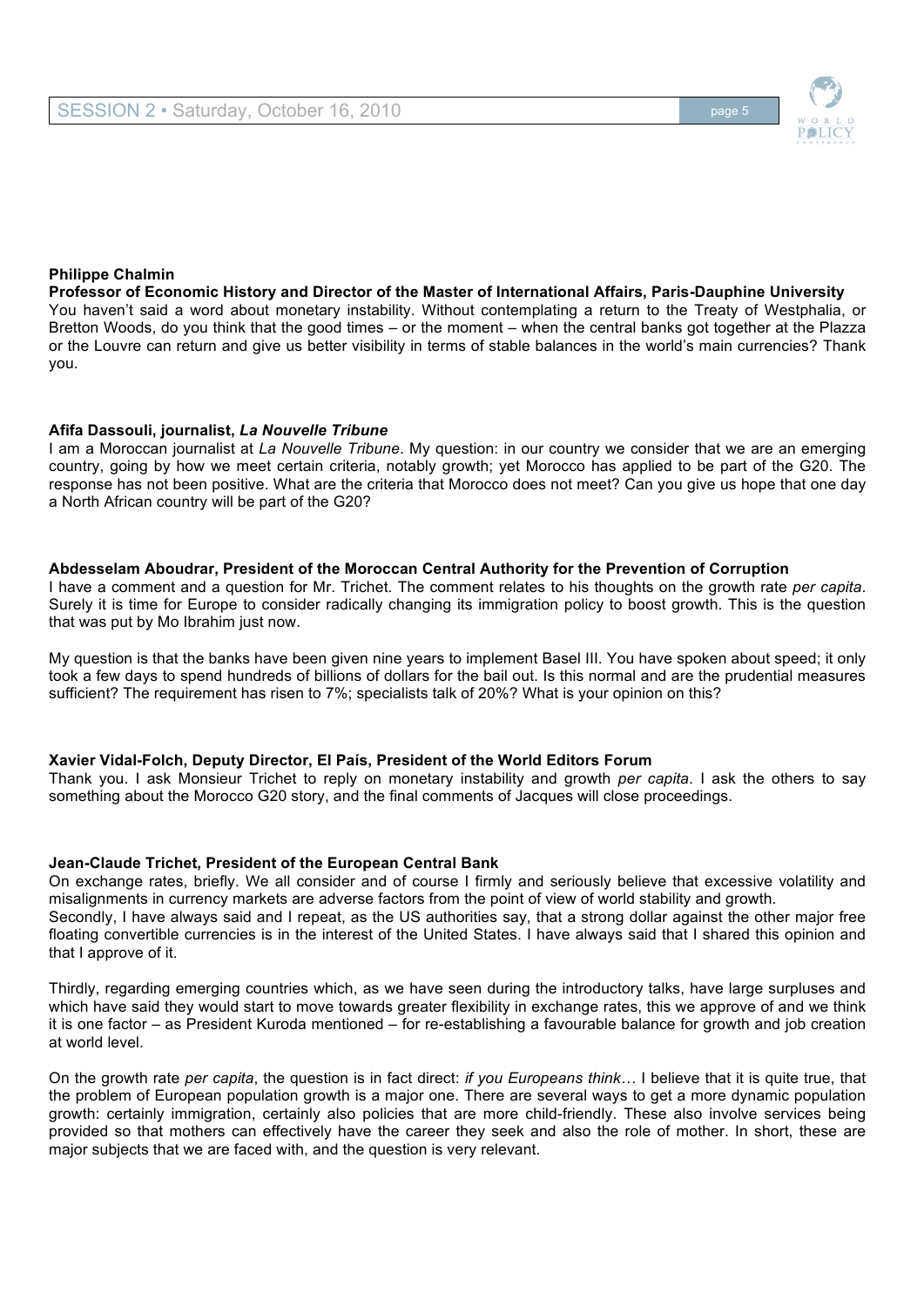**Philippe Chalmin**

**Professor of Economic History and Director of the Master of International Affairs, Paris-Dauphine University**

You haven't said a word about monetary instability. Without contemplating a return to the Treaty of Westphalia, or Bretton Woods, do you think that the good times – or the moment – when the central banks got together at the Plazza or the Louvre can return and give us better visibility in terms of stable balances in the world's main currencies? Thank you.

**Afifa Dassouli, journalist, *La Nouvelle Tribune***

I am a Moroccan journalist at *La Nouvelle Tribune*. My question: in our country we consider that we are an emerging country, going by how we meet certain criteria, notably growth; yet Morocco has applied to be part of the G20. The response has not been positive. What are the criteria that Morocco does not meet? Can you give us hope that one day a North African country will be part of the G20?

**Abdesselam Aboudrar, President of the Moroccan Central Authority for the Prevention of Corruption**

I have a comment and a question for Mr. Trichet. The comment relates to his thoughts on the growth rate *per capita*. Surely it is time for Europe to consider radically changing its immigration policy to boost growth. This is the question that was put by Mo Ibrahim just now.

My question is that the banks have been given nine years to implement Basel III. You have spoken about speed; it only took a few days to spend hundreds of billions of dollars for the bail out. Is this normal and are the prudential measures sufficient? The requirement has risen to 7%; specialists talk of 20%? What is your opinion on this?

**Xavier Vidal-Folch, Deputy Director, El País, President of the World Editors Forum**

Thank you. I ask Monsieur Trichet to reply on monetary instability and growth *per capita*. I ask the others to say something about the Morocco G20 story, and the final comments of Jacques will close proceedings.

**Jean-Claude Trichet, President of the European Central Bank**

On exchange rates, briefly. We all consider and of course I firmly and seriously believe that excessive volatility and misalignments in currency markets are adverse factors from the point of view of world stability and growth.

Secondly, I have always said and I repeat, as the US authorities say, that a strong dollar against the other major free floating convertible currencies is in the interest of the United States. I have always said that I shared this opinion and that I approve of it.

Thirdly, regarding emerging countries which, as we have seen during the introductory talks, have large surpluses and which have said they would start to move towards greater flexibility in exchange rates, this we approve of and we think it is one factor – as President Kuroda mentioned – for re-establishing a favourable balance for growth and job creation at world level.

On the growth rate *per capita*, the question is in fact direct: *if you Europeans think…* I believe that it is quite true, that the problem of European population growth is a major one. There are several ways to get a more dynamic population growth: certainly immigration, certainly also policies that are more child-friendly. These also involve services being provided so that mothers can effectively have the career they seek and also the role of mother. In short, these are major subjects that we are faced with, and the question is very relevant.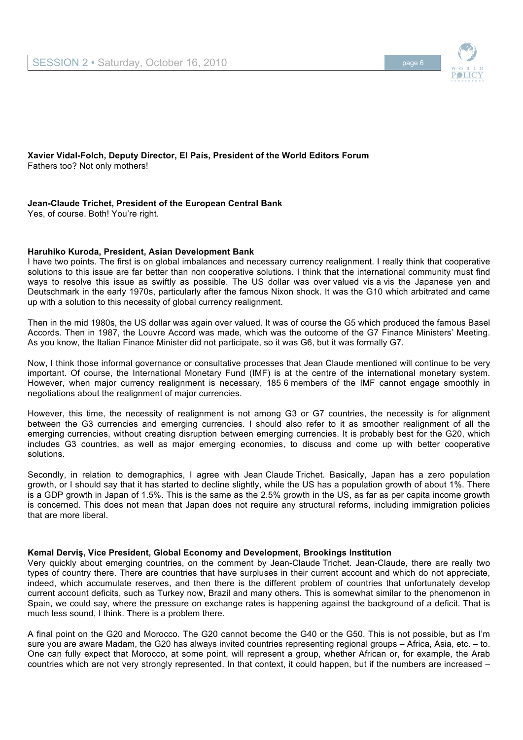**Xavier Vidal-Folch, Deputy Director, El País, President of the World Editors Forum**
Fathers too? Not only mothers!

**Jean-Claude Trichet, President of the European Central Bank**
Yes, of course. Both! You're right.

**Haruhiko Kuroda, President, Asian Development Bank**
I have two points. The first is on global imbalances and necessary currency realignment. I really think that cooperative solutions to this issue are far better than non cooperative solutions. I think that the international community must find ways to resolve this issue as swiftly as possible. The US dollar was over valued vis a vis the Japanese yen and Deutschmark in the early 1970s, particularly after the famous Nixon shock. It was the G10 which arbitrated and came up with a solution to this necessity of global currency realignment.

Then in the mid 1980s, the US dollar was again over valued. It was of course the G5 which produced the famous Basel Accords. Then in 1987, the Louvre Accord was made, which was the outcome of the G7 Finance Ministers' Meeting. As you know, the Italian Finance Minister did not participate, so it was G6, but it was formally G7.

Now, I think those informal governance or consultative processes that Jean Claude mentioned will continue to be very important. Of course, the International Monetary Fund (IMF) is at the centre of the international monetary system. However, when major currency realignment is necessary, 185 6 members of the IMF cannot engage smoothly in negotiations about the realignment of major currencies.

However, this time, the necessity of realignment is not among G3 or G7 countries, the necessity is for alignment between the G3 currencies and emerging currencies. I should also refer to it as smoother realignment of all the emerging currencies, without creating disruption between emerging currencies. It is probably best for the G20, which includes G3 countries, as well as major emerging economies, to discuss and come up with better cooperative solutions.

Secondly, in relation to demographics, I agree with Jean Claude Trichet. Basically, Japan has a zero population growth, or I should say that it has started to decline slightly, while the US has a population growth of about 1%. There is a GDP growth in Japan of 1.5%. This is the same as the 2.5% growth in the US, as far as per capita income growth is concerned. This does not mean that Japan does not require any structural reforms, including immigration policies that are more liberal.

**Kemal Derviş, Vice President, Global Economy and Development, Brookings Institution**
Very quickly about emerging countries, on the comment by Jean-Claude Trichet. Jean-Claude, there are really two types of country there. There are countries that have surpluses in their current account and which do not appreciate, indeed, which accumulate reserves, and then there is the different problem of countries that unfortunately develop current account deficits, such as Turkey now, Brazil and many others. This is somewhat similar to the phenomenon in Spain, we could say, where the pressure on exchange rates is happening against the background of a deficit. That is much less sound, I think. There is a problem there.

A final point on the G20 and Morocco. The G20 cannot become the G40 or the G50. This is not possible, but as I'm sure you are aware Madam, the G20 has always invited countries representing regional groups – Africa, Asia, etc. – to. One can fully expect that Morocco, at some point, will represent a group, whether African or, for example, the Arab countries which are not very strongly represented. In that context, it could happen, but if the numbers are increased –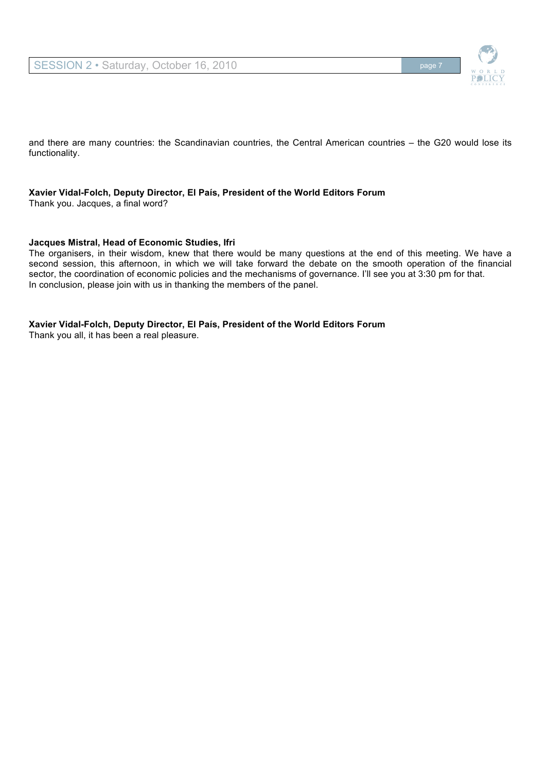and there are many countries: the Scandinavian countries, the Central American countries – the G20 would lose its functionality.

**Xavier Vidal-Folch, Deputy Director, El País, President of the World Editors Forum**
Thank you. Jacques, a final word?

**Jacques Mistral, Head of Economic Studies, Ifri**
The organisers, in their wisdom, knew that there would be many questions at the end of this meeting. We have a second session, this afternoon, in which we will take forward the debate on the smooth operation of the financial sector, the coordination of economic policies and the mechanisms of governance. I'll see you at 3:30 pm for that.
In conclusion, please join with us in thanking the members of the panel.

**Xavier Vidal-Folch, Deputy Director, El País, President of the World Editors Forum**
Thank you all, it has been a real pleasure.